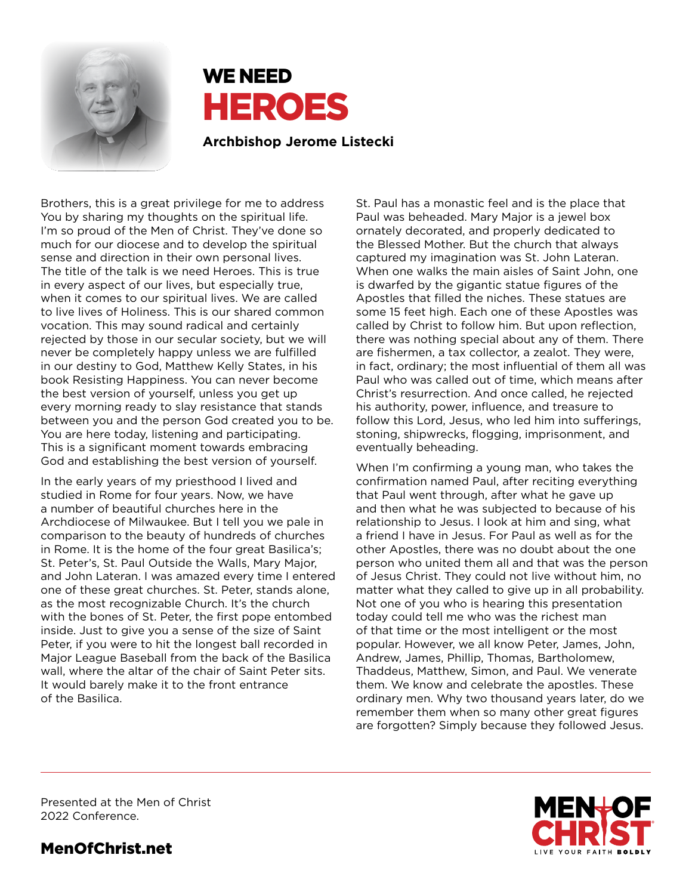# WE NEED HEROES

**Archbishop Jerome Listecki**

Brothers, this is a great privilege for me to address You by sharing my thoughts on the spiritual life. I'm so proud of the Men of Christ. They've done so much for our diocese and to develop the spiritual sense and direction in their own personal lives. The title of the talk is we need Heroes. This is true in every aspect of our lives, but especially true, when it comes to our spiritual lives. We are called to live lives of Holiness. This is our shared common vocation. This may sound radical and certainly rejected by those in our secular society, but we will never be completely happy unless we are fulfilled in our destiny to God, Matthew Kelly States, in his book Resisting Happiness. You can never become the best version of yourself, unless you get up every morning ready to slay resistance that stands between you and the person God created you to be. You are here today, listening and participating. This is a significant moment towards embracing God and establishing the best version of yourself.

In the early years of my priesthood I lived and studied in Rome for four years. Now, we have a number of beautiful churches here in the Archdiocese of Milwaukee. But I tell you we pale in comparison to the beauty of hundreds of churches in Rome. It is the home of the four great Basilica's; St. Peter's, St. Paul Outside the Walls, Mary Major, and John Lateran. I was amazed every time I entered one of these great churches. St. Peter, stands alone, as the most recognizable Church. It's the church with the bones of St. Peter, the first pope entombed inside. Just to give you a sense of the size of Saint Peter, if you were to hit the longest ball recorded in Major League Baseball from the back of the Basilica wall, where the altar of the chair of Saint Peter sits. It would barely make it to the front entrance of the Basilica.

St. Paul has a monastic feel and is the place that Paul was beheaded. Mary Major is a jewel box ornately decorated, and properly dedicated to the Blessed Mother. But the church that always captured my imagination was St. John Lateran. When one walks the main aisles of Saint John, one is dwarfed by the gigantic statue figures of the Apostles that filled the niches. These statues are some 15 feet high. Each one of these Apostles was called by Christ to follow him. But upon reflection, there was nothing special about any of them. There are fishermen, a tax collector, a zealot. They were, in fact, ordinary; the most influential of them all was Paul who was called out of time, which means after Christ's resurrection. And once called, he rejected his authority, power, influence, and treasure to follow this Lord, Jesus, who led him into sufferings, stoning, shipwrecks, flogging, imprisonment, and eventually beheading.

When I'm confirming a young man, who takes the confirmation named Paul, after reciting everything that Paul went through, after what he gave up and then what he was subjected to because of his relationship to Jesus. I look at him and sing, what a friend I have in Jesus. For Paul as well as for the other Apostles, there was no doubt about the one person who united them all and that was the person of Jesus Christ. They could not live without him, no matter what they called to give up in all probability. Not one of you who is hearing this presentation today could tell me who was the richest man of that time or the most intelligent or the most popular. However, we all know Peter, James, John, Andrew, James, Phillip, Thomas, Bartholomew, Thaddeus, Matthew, Simon, and Paul. We venerate them. We know and celebrate the apostles. These ordinary men. Why two thousand years later, do we remember them when so many other great figures are forgotten? Simply because they followed Jesus.

Presented at the Men of Christ 2022 Conference.

MenOfChrist.net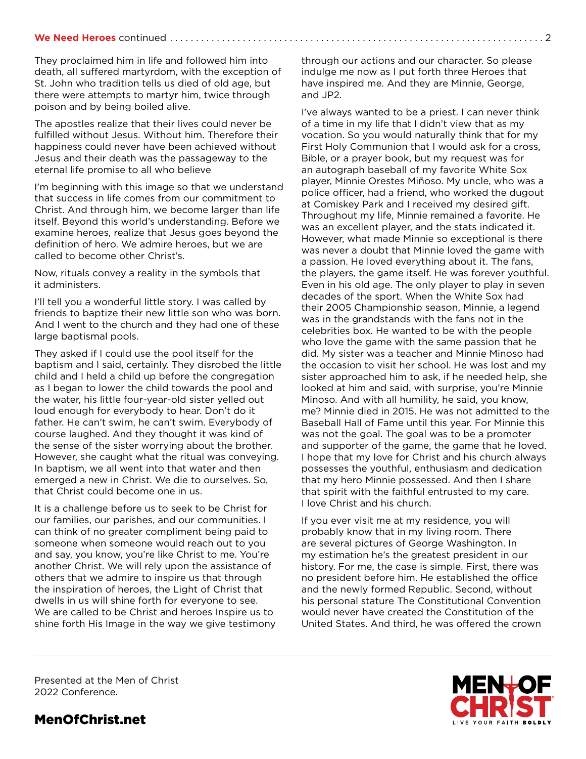They proclaimed him in life and followed him into death, all suffered martyrdom, with the exception of St. John who tradition tells us died of old age, but there were attempts to martyr him, twice through poison and by being boiled alive.

The apostles realize that their lives could never be fulfilled without Jesus. Without him. Therefore their happiness could never have been achieved without Jesus and their death was the passageway to the eternal life promise to all who believe

I'm beginning with this image so that we understand that success in life comes from our commitment to Christ. And through him, we become larger than life itself. Beyond this world's understanding. Before we examine heroes, realize that Jesus goes beyond the definition of hero. We admire heroes, but we are called to become other Christ's.

Now, rituals convey a reality in the symbols that it administers.

I'll tell you a wonderful little story. I was called by friends to baptize their new little son who was born. And I went to the church and they had one of these large baptismal pools.

They asked if I could use the pool itself for the baptism and I said, certainly. They disrobed the little child and I held a child up before the congregation as I began to lower the child towards the pool and the water, his little four-year-old sister yelled out loud enough for everybody to hear. Don't do it father. He can't swim, he can't swim. Everybody of course laughed. And they thought it was kind of the sense of the sister worrying about the brother. However, she caught what the ritual was conveying. In baptism, we all went into that water and then emerged a new in Christ. We die to ourselves. So, that Christ could become one in us.

It is a challenge before us to seek to be Christ for our families, our parishes, and our communities. I can think of no greater compliment being paid to someone when someone would reach out to you and say, you know, you're like Christ to me. You're another Christ. We will rely upon the assistance of others that we admire to inspire us that through the inspiration of heroes, the Light of Christ that dwells in us will shine forth for everyone to see. We are called to be Christ and heroes Inspire us to shine forth His Image in the way we give testimony through our actions and our character. So please indulge me now as I put forth three Heroes that have inspired me. And they are Minnie, George, and JP2.

I've always wanted to be a priest. I can never think of a time in my life that I didn't view that as my vocation. So you would naturally think that for my First Holy Communion that I would ask for a cross, Bible, or a prayer book, but my request was for an autograph baseball of my favorite White Sox player, Minnie Orestes Miñoso. My uncle, who was a police officer, had a friend, who worked the dugout at Comiskey Park and I received my desired gift. Throughout my life, Minnie remained a favorite. He was an excellent player, and the stats indicated it. However, what made Minnie so exceptional is there was never a doubt that Minnie loved the game with a passion. He loved everything about it. The fans, the players, the game itself. He was forever youthful. Even in his old age. The only player to play in seven decades of the sport. When the White Sox had their 2005 Championship season, Minnie, a legend was in the grandstands with the fans not in the celebrities box. He wanted to be with the people who love the game with the same passion that he did. My sister was a teacher and Minnie Minoso had the occasion to visit her school. He was lost and my sister approached him to ask, if he needed help, she looked at him and said, with surprise, you're Minnie Minoso. And with all humility, he said, you know, me? Minnie died in 2015. He was not admitted to the Baseball Hall of Fame until this year. For Minnie this was not the goal. The goal was to be a promoter and supporter of the game, the game that he loved. I hope that my love for Christ and his church always possesses the youthful, enthusiasm and dedication that my hero Minnie possessed. And then I share that spirit with the faithful entrusted to my care. I love Christ and his church.

If you ever visit me at my residence, you will probably know that in my living room. There are several pictures of George Washington. In my estimation he's the greatest president in our history. For me, the case is simple. First, there was no president before him. He established the office and the newly formed Republic. Second, without his personal stature The Constitutional Convention would never have created the Constitution of the United States. And third, he was offered the crown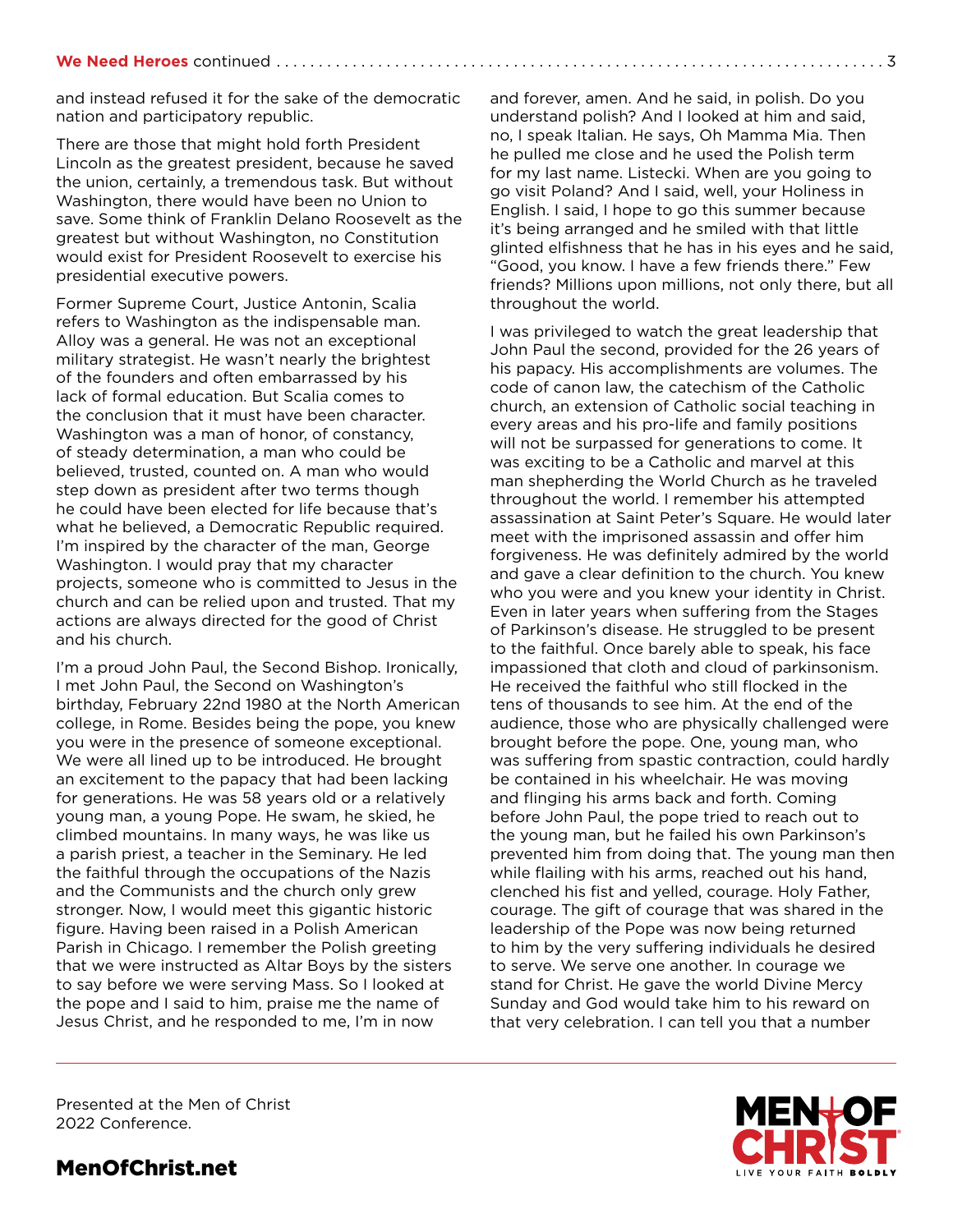and instead refused it for the sake of the democratic nation and participatory republic.

There are those that might hold forth President Lincoln as the greatest president, because he saved the union, certainly, a tremendous task. But without Washington, there would have been no Union to save. Some think of Franklin Delano Roosevelt as the greatest but without Washington, no Constitution would exist for President Roosevelt to exercise his presidential executive powers.

Former Supreme Court, Justice Antonin, Scalia refers to Washington as the indispensable man. Alloy was a general. He was not an exceptional military strategist. He wasn't nearly the brightest of the founders and often embarrassed by his lack of formal education. But Scalia comes to the conclusion that it must have been character. Washington was a man of honor, of constancy, of steady determination, a man who could be believed, trusted, counted on. A man who would step down as president after two terms though he could have been elected for life because that's what he believed, a Democratic Republic required. I'm inspired by the character of the man, George Washington. I would pray that my character projects, someone who is committed to Jesus in the church and can be relied upon and trusted. That my actions are always directed for the good of Christ and his church.

I'm a proud John Paul, the Second Bishop. Ironically, I met John Paul, the Second on Washington's birthday, February 22nd 1980 at the North American college, in Rome. Besides being the pope, you knew you were in the presence of someone exceptional. We were all lined up to be introduced. He brought an excitement to the papacy that had been lacking for generations. He was 58 years old or a relatively young man, a young Pope. He swam, he skied, he climbed mountains. In many ways, he was like us a parish priest, a teacher in the Seminary. He led the faithful through the occupations of the Nazis and the Communists and the church only grew stronger. Now, I would meet this gigantic historic figure. Having been raised in a Polish American Parish in Chicago. I remember the Polish greeting that we were instructed as Altar Boys by the sisters to say before we were serving Mass. So I looked at the pope and I said to him, praise me the name of Jesus Christ, and he responded to me, I'm in now and forever, amen. And he said, in polish. Do you understand polish? And I looked at him and said, no, I speak Italian. He says, Oh Mamma Mia. Then he pulled me close and he used the Polish term for my last name. Listecki. When are you going to go visit Poland? And I said, well, your Holiness in English. I said, I hope to go this summer because it's being arranged and he smiled with that little glinted elfishness that he has in his eyes and he said, "Good, you know. I have a few friends there." Few friends? Millions upon millions, not only there, but all throughout the world.

I was privileged to watch the great leadership that John Paul the second, provided for the 26 years of his papacy. His accomplishments are volumes. The code of canon law, the catechism of the Catholic church, an extension of Catholic social teaching in every areas and his pro-life and family positions will not be surpassed for generations to come. It was exciting to be a Catholic and marvel at this man shepherding the World Church as he traveled throughout the world. I remember his attempted assassination at Saint Peter's Square. He would later meet with the imprisoned assassin and offer him forgiveness. He was definitely admired by the world and gave a clear definition to the church. You knew who you were and you knew your identity in Christ. Even in later years when suffering from the Stages of Parkinson's disease. He struggled to be present to the faithful. Once barely able to speak, his face impassioned that cloth and cloud of parkinsonism. He received the faithful who still flocked in the tens of thousands to see him. At the end of the audience, those who are physically challenged were brought before the pope. One, young man, who was suffering from spastic contraction, could hardly be contained in his wheelchair. He was moving and flinging his arms back and forth. Coming before John Paul, the pope tried to reach out to the young man, but he failed his own Parkinson's prevented him from doing that. The young man then while flailing with his arms, reached out his hand, clenched his fist and yelled, courage. Holy Father, courage. The gift of courage that was shared in the leadership of the Pope was now being returned to him by the very suffering individuals he desired to serve. We serve one another. In courage we stand for Christ. He gave the world Divine Mercy Sunday and God would take him to his reward on that very celebration. I can tell you that a number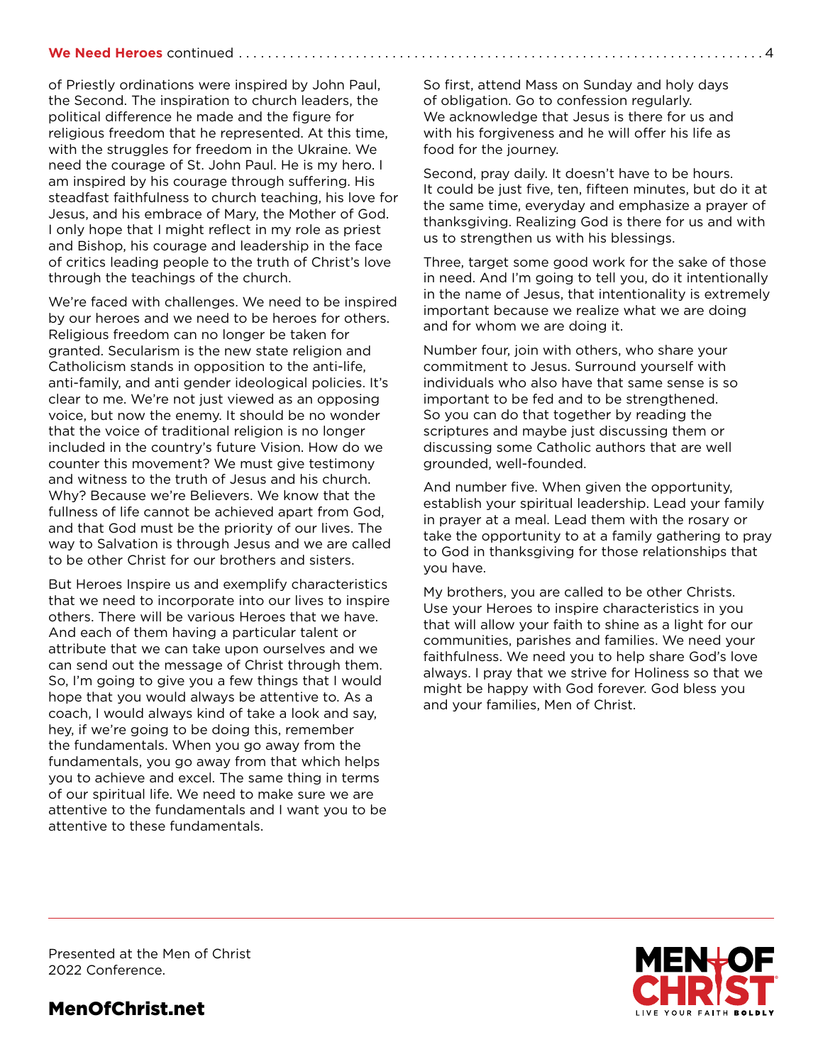**We Need Heroes** continued

of Priestly ordinations were inspired by John Paul, the Second. The inspiration to church leaders, the political difference he made and the figure for religious freedom that he represented. At this time, with the struggles for freedom in the Ukraine. We need the courage of St. John Paul. He is my hero. I am inspired by his courage through suffering. His steadfast faithfulness to church teaching, his love for Jesus, and his embrace of Mary, the Mother of God. I only hope that I might reflect in my role as priest and Bishop, his courage and leadership in the face of critics leading people to the truth of Christ's love through the teachings of the church.

We're faced with challenges. We need to be inspired by our heroes and we need to be heroes for others. Religious freedom can no longer be taken for granted. Secularism is the new state religion and Catholicism stands in opposition to the anti-life, anti-family, and anti gender ideological policies. It's clear to me. We're not just viewed as an opposing voice, but now the enemy. It should be no wonder that the voice of traditional religion is no longer included in the country's future Vision. How do we counter this movement? We must give testimony and witness to the truth of Jesus and his church. Why? Because we're Believers. We know that the fullness of life cannot be achieved apart from God, and that God must be the priority of our lives. The way to Salvation is through Jesus and we are called to be other Christ for our brothers and sisters.

But Heroes Inspire us and exemplify characteristics that we need to incorporate into our lives to inspire others. There will be various Heroes that we have. And each of them having a particular talent or attribute that we can take upon ourselves and we can send out the message of Christ through them. So, I'm going to give you a few things that I would hope that you would always be attentive to. As a coach, I would always kind of take a look and say, hey, if we're going to be doing this, remember the fundamentals. When you go away from the fundamentals, you go away from that which helps you to achieve and excel. The same thing in terms of our spiritual life. We need to make sure we are attentive to the fundamentals and I want you to be attentive to these fundamentals.

So first, attend Mass on Sunday and holy days of obligation. Go to confession regularly. We acknowledge that Jesus is there for us and with his forgiveness and he will offer his life as food for the journey.

Second, pray daily. It doesn't have to be hours. It could be just five, ten, fifteen minutes, but do it at the same time, everyday and emphasize a prayer of thanksgiving. Realizing God is there for us and with us to strengthen us with his blessings.

Three, target some good work for the sake of those in need. And I'm going to tell you, do it intentionally in the name of Jesus, that intentionality is extremely important because we realize what we are doing and for whom we are doing it.

Number four, join with others, who share your commitment to Jesus. Surround yourself with individuals who also have that same sense is so important to be fed and to be strengthened. So you can do that together by reading the scriptures and maybe just discussing them or discussing some Catholic authors that are well grounded, well-founded.

And number five. When given the opportunity, establish your spiritual leadership. Lead your family in prayer at a meal. Lead them with the rosary or take the opportunity to at a family gathering to pray to God in thanksgiving for those relationships that you have.

My brothers, you are called to be other Christs. Use your Heroes to inspire characteristics in you that will allow your faith to shine as a light for our communities, parishes and families. We need your faithfulness. We need you to help share God's love always. I pray that we strive for Holiness so that we might be happy with God forever. God bless you and your families, Men of Christ.

Presented at the Men of Christ 2022 Conference.

**MenOfChrist.net**

MEN OF CHRIST
LIVE YOUR FAITH **BOLDLY**